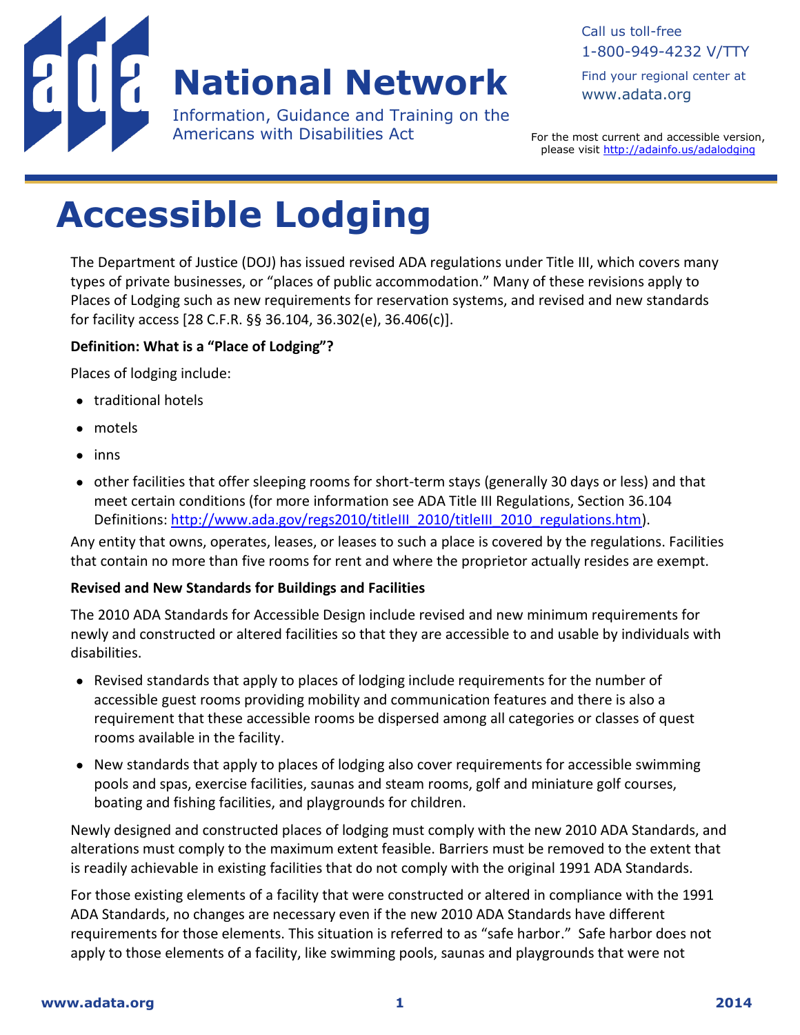# National Network

Information, Guidance and Training on the Americans with Disabilities Act

Call us toll-free
1-800-949-4232 V/TTY

Find your regional center at
www.adata.org

For the most current and accessible version, please visit http://adainfo.us/adalodging

# Accessible Lodging

The Department of Justice (DOJ) has issued revised ADA regulations under Title III, which covers many types of private businesses, or "places of public accommodation." Many of these revisions apply to Places of Lodging such as new requirements for reservation systems, and revised and new standards for facility access [28 C.F.R. §§ 36.104, 36.302(e), 36.406(c)].

**Definition: What is a "Place of Lodging"?**

Places of lodging include:

- traditional hotels
- motels
- inns
- other facilities that offer sleeping rooms for short-term stays (generally 30 days or less) and that meet certain conditions (for more information see ADA Title III Regulations, Section 36.104 Definitions: http://www.ada.gov/regs2010/titleIII_2010/titleIII_2010_regulations.htm).

Any entity that owns, operates, leases, or leases to such a place is covered by the regulations. Facilities that contain no more than five rooms for rent and where the proprietor actually resides are exempt.

**Revised and New Standards for Buildings and Facilities**

The 2010 ADA Standards for Accessible Design include revised and new minimum requirements for newly and constructed or altered facilities so that they are accessible to and usable by individuals with disabilities.

- Revised standards that apply to places of lodging include requirements for the number of accessible guest rooms providing mobility and communication features and there is also a requirement that these accessible rooms be dispersed among all categories or classes of quest rooms available in the facility.
- New standards that apply to places of lodging also cover requirements for accessible swimming pools and spas, exercise facilities, saunas and steam rooms, golf and miniature golf courses, boating and fishing facilities, and playgrounds for children.

Newly designed and constructed places of lodging must comply with the new 2010 ADA Standards, and alterations must comply to the maximum extent feasible. Barriers must be removed to the extent that is readily achievable in existing facilities that do not comply with the original 1991 ADA Standards.

For those existing elements of a facility that were constructed or altered in compliance with the 1991 ADA Standards, no changes are necessary even if the new 2010 ADA Standards have different requirements for those elements. This situation is referred to as "safe harbor." Safe harbor does not apply to those elements of a facility, like swimming pools, saunas and playgrounds that were not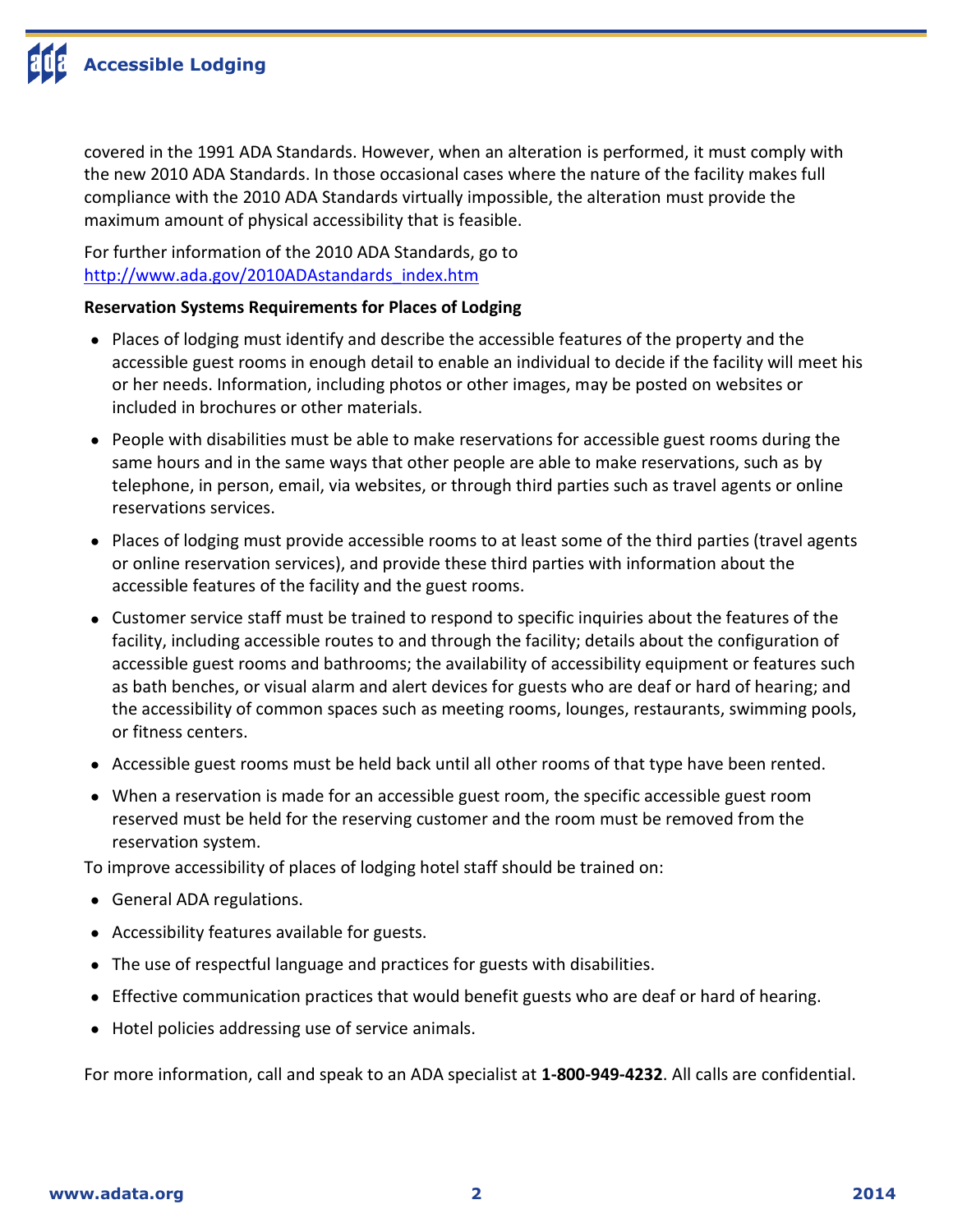covered in the 1991 ADA Standards. However, when an alteration is performed, it must comply with the new 2010 ADA Standards. In those occasional cases where the nature of the facility makes full compliance with the 2010 ADA Standards virtually impossible, the alteration must provide the maximum amount of physical accessibility that is feasible.

For further information of the 2010 ADA Standards, go to [http://www.ada.gov/2010ADAstandards_index.htm](http://www.ada.gov/2010ADAstandards_index.htm)

**Reservation Systems Requirements for Places of Lodging**

- Places of lodging must identify and describe the accessible features of the property and the accessible guest rooms in enough detail to enable an individual to decide if the facility will meet his or her needs. Information, including photos or other images, may be posted on websites or included in brochures or other materials.
- People with disabilities must be able to make reservations for accessible guest rooms during the same hours and in the same ways that other people are able to make reservations, such as by telephone, in person, email, via websites, or through third parties such as travel agents or online reservations services.
- Places of lodging must provide accessible rooms to at least some of the third parties (travel agents or online reservation services), and provide these third parties with information about the accessible features of the facility and the guest rooms.
- Customer service staff must be trained to respond to specific inquiries about the features of the facility, including accessible routes to and through the facility; details about the configuration of accessible guest rooms and bathrooms; the availability of accessibility equipment or features such as bath benches, or visual alarm and alert devices for guests who are deaf or hard of hearing; and the accessibility of common spaces such as meeting rooms, lounges, restaurants, swimming pools, or fitness centers.
- Accessible guest rooms must be held back until all other rooms of that type have been rented.
- When a reservation is made for an accessible guest room, the specific accessible guest room reserved must be held for the reserving customer and the room must be removed from the reservation system.

To improve accessibility of places of lodging hotel staff should be trained on:

- General ADA regulations.
- Accessibility features available for guests.
- The use of respectful language and practices for guests with disabilities.
- Effective communication practices that would benefit guests who are deaf or hard of hearing.
- Hotel policies addressing use of service animals.

For more information, call and speak to an ADA specialist at **1-800-949-4232**. All calls are confidential.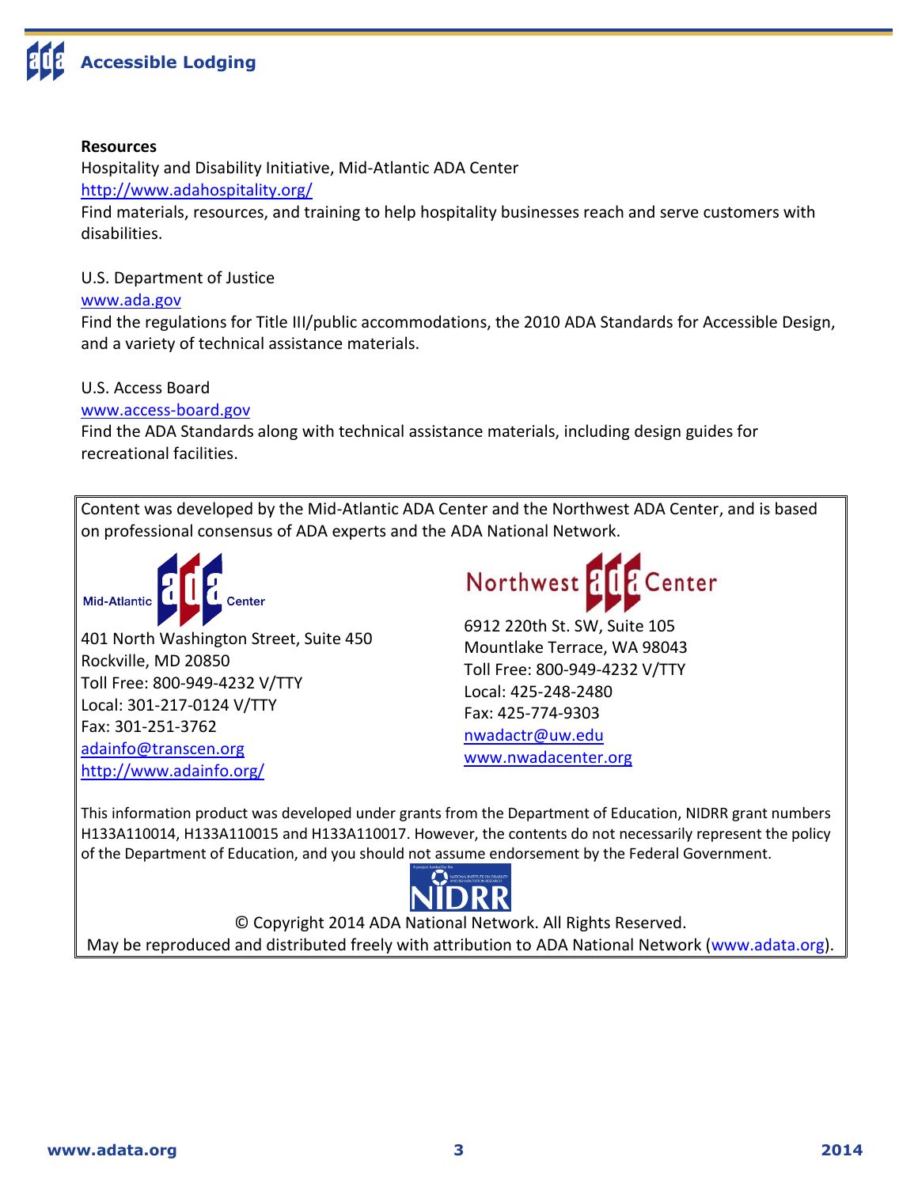**Resources**

Hospitality and Disability Initiative, Mid-Atlantic ADA Center
http://www.adahospitality.org/
Find materials, resources, and training to help hospitality businesses reach and serve customers with disabilities.

U.S. Department of Justice
www.ada.gov
Find the regulations for Title III/public accommodations, the 2010 ADA Standards for Accessible Design, and a variety of technical assistance materials.

U.S. Access Board
www.access-board.gov
Find the ADA Standards along with technical assistance materials, including design guides for recreational facilities.

Content was developed by the Mid-Atlantic ADA Center and the Northwest ADA Center, and is based on professional consensus of ADA experts and the ADA National Network.

Mid-Atlantic ADA Center
401 North Washington Street, Suite 450
Rockville, MD 20850
Toll Free: 800-949-4232 V/TTY
Local: 301-217-0124 V/TTY
Fax: 301-251-3762
adainfo@transcen.org
http://www.adainfo.org/

Northwest ADA Center
6912 220th St. SW, Suite 105
Mountlake Terrace, WA 98043
Toll Free: 800-949-4232 V/TTY
Local: 425-248-2480
Fax: 425-774-9303
nwadactr@uw.edu
www.nwadacenter.org

This information product was developed under grants from the Department of Education, NIDRR grant numbers H133A110014, H133A110015 and H133A110017. However, the contents do not necessarily represent the policy of the Department of Education, and you should not assume endorsement by the Federal Government.

© Copyright 2014 ADA National Network. All Rights Reserved.
May be reproduced and distributed freely with attribution to ADA National Network (www.adata.org).